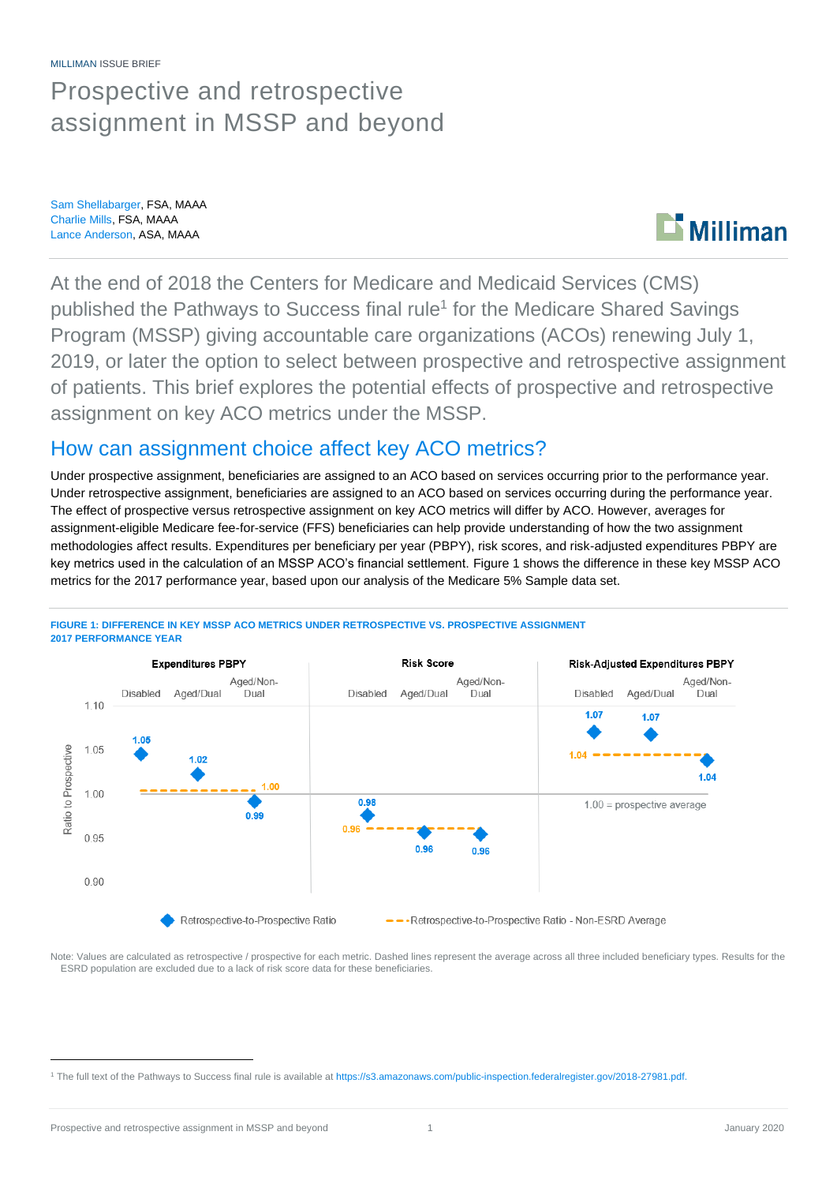MILLIMAN ISSUE BRIEF

# Prospective and retrospective assignment in MSSP and beyond

Sam Shellabarger, FSA, MAAA
Charlie Mills, FSA, MAAA
Lance Anderson, ASA, MAAA

At the end of 2018 the Centers for Medicare and Medicaid Services (CMS) published the Pathways to Success final rule[1] for the Medicare Shared Savings Program (MSSP) giving accountable care organizations (ACOs) renewing July 1, 2019, or later the option to select between prospective and retrospective assignment of patients. This brief explores the potential effects of prospective and retrospective assignment on key ACO metrics under the MSSP.

## How can assignment choice affect key ACO metrics?

Under prospective assignment, beneficiaries are assigned to an ACO based on services occurring prior to the performance year. Under retrospective assignment, beneficiaries are assigned to an ACO based on services occurring during the performance year. The effect of prospective versus retrospective assignment on key ACO metrics will differ by ACO. However, averages for assignment-eligible Medicare fee-for-service (FFS) beneficiaries can help provide understanding of how the two assignment methodologies affect results. Expenditures per beneficiary per year (PBPY), risk scores, and risk-adjusted expenditures PBPY are key metrics used in the calculation of an MSSP ACO's financial settlement. Figure 1 shows the difference in these key MSSP ACO metrics for the 2017 performance year, based upon our analysis of the Medicare 5% Sample data set.

**FIGURE 1: DIFFERENCE IN KEY MSSP ACO METRICS UNDER RETROSPECTIVE VS. PROSPECTIVE ASSIGNMENT 2017 PERFORMANCE YEAR**

| Metric | Disabled | Aged/Dual | Aged/Non-Dual | Non-ESRD Average |
|---|---|---|---|---|
| Expenditures PBPY | 1.05 | 1.02 | 0.99 | 1.00 |
| Risk Score | 0.98 | 0.96 | 0.96 | 0.96 |
| Risk-Adjusted Expenditures PBPY | 1.07 | 1.07 | 1.04 | 1.04 |

Ratio to Prospective; 1.00 = prospective average. Legend: Retrospective-to-Prospective Ratio; Retrospective-to-Prospective Ratio - Non-ESRD Average.

Note: Values are calculated as retrospective / prospective for each metric. Dashed lines represent the average across all three included beneficiary types. Results for the ESRD population are excluded due to a lack of risk score data for these beneficiaries.

[1] The full text of the Pathways to Success final rule is available at https://s3.amazonaws.com/public-inspection.federalregister.gov/2018-27981.pdf.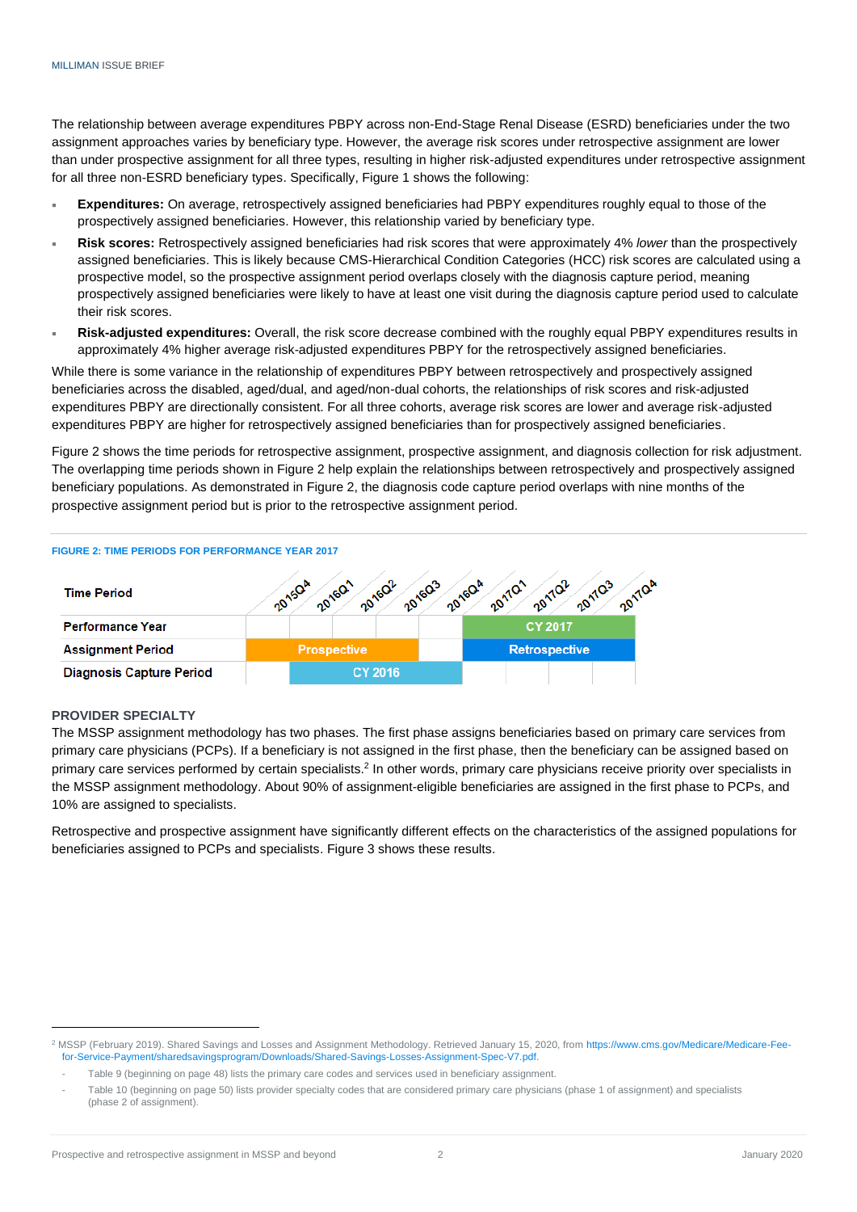The relationship between average expenditures PBPY across non-End-Stage Renal Disease (ESRD) beneficiaries under the two assignment approaches varies by beneficiary type. However, the average risk scores under retrospective assignment are lower than under prospective assignment for all three types, resulting in higher risk-adjusted expenditures under retrospective assignment for all three non-ESRD beneficiary types. Specifically, Figure 1 shows the following:

- **Expenditures:** On average, retrospectively assigned beneficiaries had PBPY expenditures roughly equal to those of the prospectively assigned beneficiaries. However, this relationship varied by beneficiary type.
- **Risk scores:** Retrospectively assigned beneficiaries had risk scores that were approximately 4% *lower* than the prospectively assigned beneficiaries. This is likely because CMS-Hierarchical Condition Categories (HCC) risk scores are calculated using a prospective model, so the prospective assignment period overlaps closely with the diagnosis capture period, meaning prospectively assigned beneficiaries were likely to have at least one visit during the diagnosis capture period used to calculate their risk scores.
- **Risk-adjusted expenditures:** Overall, the risk score decrease combined with the roughly equal PBPY expenditures results in approximately 4% higher average risk-adjusted expenditures PBPY for the retrospectively assigned beneficiaries.

While there is some variance in the relationship of expenditures PBPY between retrospectively and prospectively assigned beneficiaries across the disabled, aged/dual, and aged/non-dual cohorts, the relationships of risk scores and risk-adjusted expenditures PBPY are directionally consistent. For all three cohorts, average risk scores are lower and average risk-adjusted expenditures PBPY are higher for retrospectively assigned beneficiaries than for prospectively assigned beneficiaries.

Figure 2 shows the time periods for retrospective assignment, prospective assignment, and diagnosis collection for risk adjustment. The overlapping time periods shown in Figure 2 help explain the relationships between retrospectively and prospectively assigned beneficiary populations. As demonstrated in Figure 2, the diagnosis code capture period overlaps with nine months of the prospective assignment period but is prior to the retrospective assignment period.

**FIGURE 2: TIME PERIODS FOR PERFORMANCE YEAR 2017**

| Time Period | 2015Q4 | 2016Q1 | 2016Q2 | 2016Q3 | 2016Q4 | 2017Q1 | 2017Q2 | 2017Q3 | 2017Q4 |
|---|---|---|---|---|---|---|---|---|---|
| Performance Year | | | | | | CY 2017 | | | |
| Assignment Period | Prospective | | | | | Retrospective | | | |
| Diagnosis Capture Period | | CY 2016 | | | | | | | |

## PROVIDER SPECIALTY

The MSSP assignment methodology has two phases. The first phase assigns beneficiaries based on primary care services from primary care physicians (PCPs). If a beneficiary is not assigned in the first phase, then the beneficiary can be assigned based on primary care services performed by certain specialists.[2] In other words, primary care physicians receive priority over specialists in the MSSP assignment methodology. About 90% of assignment-eligible beneficiaries are assigned in the first phase to PCPs, and 10% are assigned to specialists.

Retrospective and prospective assignment have significantly different effects on the characteristics of the assigned populations for beneficiaries assigned to PCPs and specialists. Figure 3 shows these results.

---

[2] MSSP (February 2019). Shared Savings and Losses and Assignment Methodology. Retrieved January 15, 2020, from https://www.cms.gov/Medicare/Medicare-Fee-for-Service-Payment/sharedsavingsprogram/Downloads/Shared-Savings-Losses-Assignment-Spec-V7.pdf.

- Table 9 (beginning on page 48) lists the primary care codes and services used in beneficiary assignment.
- Table 10 (beginning on page 50) lists provider specialty codes that are considered primary care physicians (phase 1 of assignment) and specialists (phase 2 of assignment).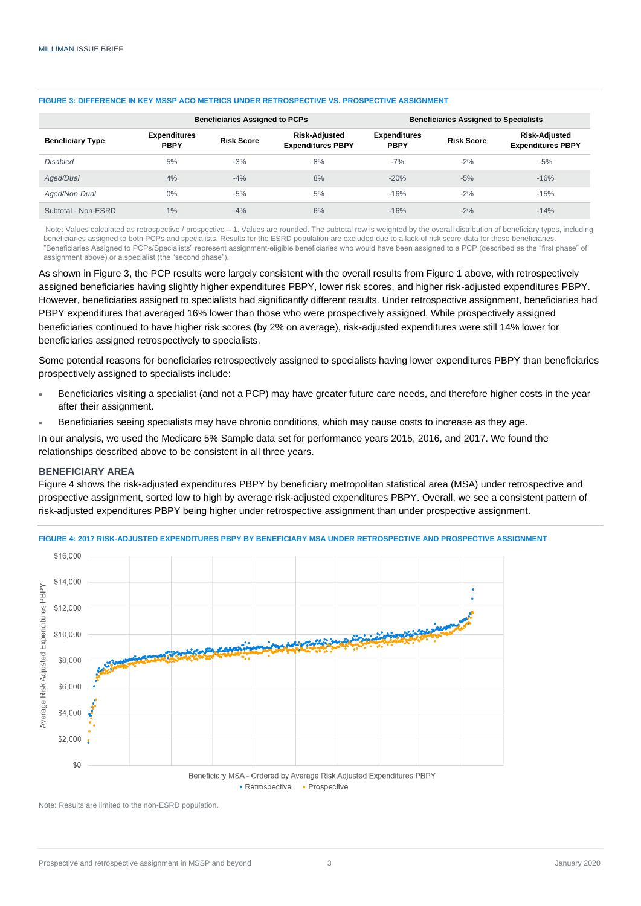**FIGURE 3: DIFFERENCE IN KEY MSSP ACO METRICS UNDER RETROSPECTIVE VS. PROSPECTIVE ASSIGNMENT**

| | Beneficiaries Assigned to PCPs | | | Beneficiaries Assigned to Specialists | | |
|---|---|---|---|---|---|---|
| **Beneficiary Type** | **Expenditures PBPY** | **Risk Score** | **Risk-Adjusted Expenditures PBPY** | **Expenditures PBPY** | **Risk Score** | **Risk-Adjusted Expenditures PBPY** |
| *Disabled* | 5% | -3% | 8% | -7% | -2% | -5% |
| *Aged/Dual* | 4% | -4% | 8% | -20% | -5% | -16% |
| *Aged/Non-Dual* | 0% | -5% | 5% | -16% | -2% | -15% |
| Subtotal - Non-ESRD | 1% | -4% | 6% | -16% | -2% | -14% |

Note: Values calculated as retrospective / prospective – 1. Values are rounded. The subtotal row is weighted by the overall distribution of beneficiary types, including beneficiaries assigned to both PCPs and specialists. Results for the ESRD population are excluded due to a lack of risk score data for these beneficiaries. "Beneficiaries Assigned to PCPs/Specialists" represent assignment-eligible beneficiaries who would have been assigned to a PCP (described as the "first phase" of assignment above) or a specialist (the "second phase").

As shown in Figure 3, the PCP results were largely consistent with the overall results from Figure 1 above, with retrospectively assigned beneficiaries having slightly higher expenditures PBPY, lower risk scores, and higher risk-adjusted expenditures PBPY. However, beneficiaries assigned to specialists had significantly different results. Under retrospective assignment, beneficiaries had PBPY expenditures that averaged 16% lower than those who were prospectively assigned. While prospectively assigned beneficiaries continued to have higher risk scores (by 2% on average), risk-adjusted expenditures were still 14% lower for beneficiaries assigned retrospectively to specialists.

Some potential reasons for beneficiaries retrospectively assigned to specialists having lower expenditures PBPY than beneficiaries prospectively assigned to specialists include:

- Beneficiaries visiting a specialist (and not a PCP) may have greater future care needs, and therefore higher costs in the year after their assignment.
- Beneficiaries seeing specialists may have chronic conditions, which may cause costs to increase as they age.

In our analysis, we used the Medicare 5% Sample data set for performance years 2015, 2016, and 2017. We found the relationships described above to be consistent in all three years.

### BENEFICIARY AREA

Figure 4 shows the risk-adjusted expenditures PBPY by beneficiary metropolitan statistical area (MSA) under retrospective and prospective assignment, sorted low to high by average risk-adjusted expenditures PBPY. Overall, we see a consistent pattern of risk-adjusted expenditures PBPY being higher under retrospective assignment than under prospective assignment.

**FIGURE 4: 2017 RISK-ADJUSTED EXPENDITURES PBPY BY BENEFICIARY MSA UNDER RETROSPECTIVE AND PROSPECTIVE ASSIGNMENT**

Note: Results are limited to the non-ESRD population.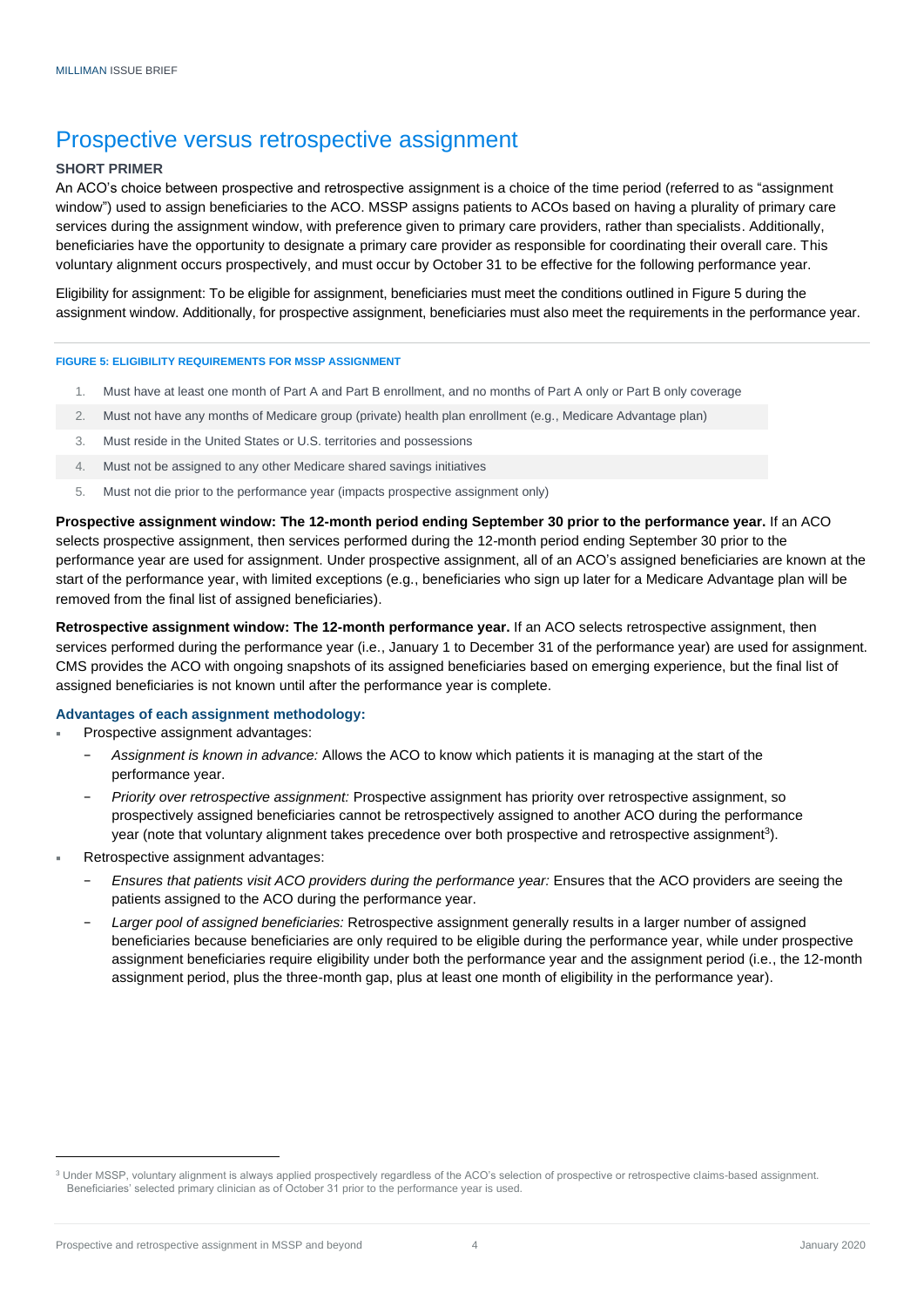## Prospective versus retrospective assignment

### SHORT PRIMER

An ACO's choice between prospective and retrospective assignment is a choice of the time period (referred to as "assignment window") used to assign beneficiaries to the ACO. MSSP assigns patients to ACOs based on having a plurality of primary care services during the assignment window, with preference given to primary care providers, rather than specialists. Additionally, beneficiaries have the opportunity to designate a primary care provider as responsible for coordinating their overall care. This voluntary alignment occurs prospectively, and must occur by October 31 to be effective for the following performance year.

Eligibility for assignment: To be eligible for assignment, beneficiaries must meet the conditions outlined in Figure 5 during the assignment window. Additionally, for prospective assignment, beneficiaries must also meet the requirements in the performance year.

**FIGURE 5: ELIGIBILITY REQUIREMENTS FOR MSSP ASSIGNMENT**

1. Must have at least one month of Part A and Part B enrollment, and no months of Part A only or Part B only coverage
2. Must not have any months of Medicare group (private) health plan enrollment (e.g., Medicare Advantage plan)
3. Must reside in the United States or U.S. territories and possessions
4. Must not be assigned to any other Medicare shared savings initiatives
5. Must not die prior to the performance year (impacts prospective assignment only)

**Prospective assignment window: The 12-month period ending September 30 prior to the performance year.** If an ACO selects prospective assignment, then services performed during the 12-month period ending September 30 prior to the performance year are used for assignment. Under prospective assignment, all of an ACO's assigned beneficiaries are known at the start of the performance year, with limited exceptions (e.g., beneficiaries who sign up later for a Medicare Advantage plan will be removed from the final list of assigned beneficiaries).

**Retrospective assignment window: The 12-month performance year.** If an ACO selects retrospective assignment, then services performed during the performance year (i.e., January 1 to December 31 of the performance year) are used for assignment. CMS provides the ACO with ongoing snapshots of its assigned beneficiaries based on emerging experience, but the final list of assigned beneficiaries is not known until after the performance year is complete.

### Advantages of each assignment methodology:

- Prospective assignment advantages:
  - *Assignment is known in advance:* Allows the ACO to know which patients it is managing at the start of the performance year.
  - *Priority over retrospective assignment:* Prospective assignment has priority over retrospective assignment, so prospectively assigned beneficiaries cannot be retrospectively assigned to another ACO during the performance year (note that voluntary alignment takes precedence over both prospective and retrospective assignment[3]).
- Retrospective assignment advantages:
  - *Ensures that patients visit ACO providers during the performance year:* Ensures that the ACO providers are seeing the patients assigned to the ACO during the performance year.
  - *Larger pool of assigned beneficiaries:* Retrospective assignment generally results in a larger number of assigned beneficiaries because beneficiaries are only required to be eligible during the performance year, while under prospective assignment beneficiaries require eligibility under both the performance year and the assignment period (i.e., the 12-month assignment period, plus the three-month gap, plus at least one month of eligibility in the performance year).

---

[3] Under MSSP, voluntary alignment is always applied prospectively regardless of the ACO's selection of prospective or retrospective claims-based assignment. Beneficiaries' selected primary clinician as of October 31 prior to the performance year is used.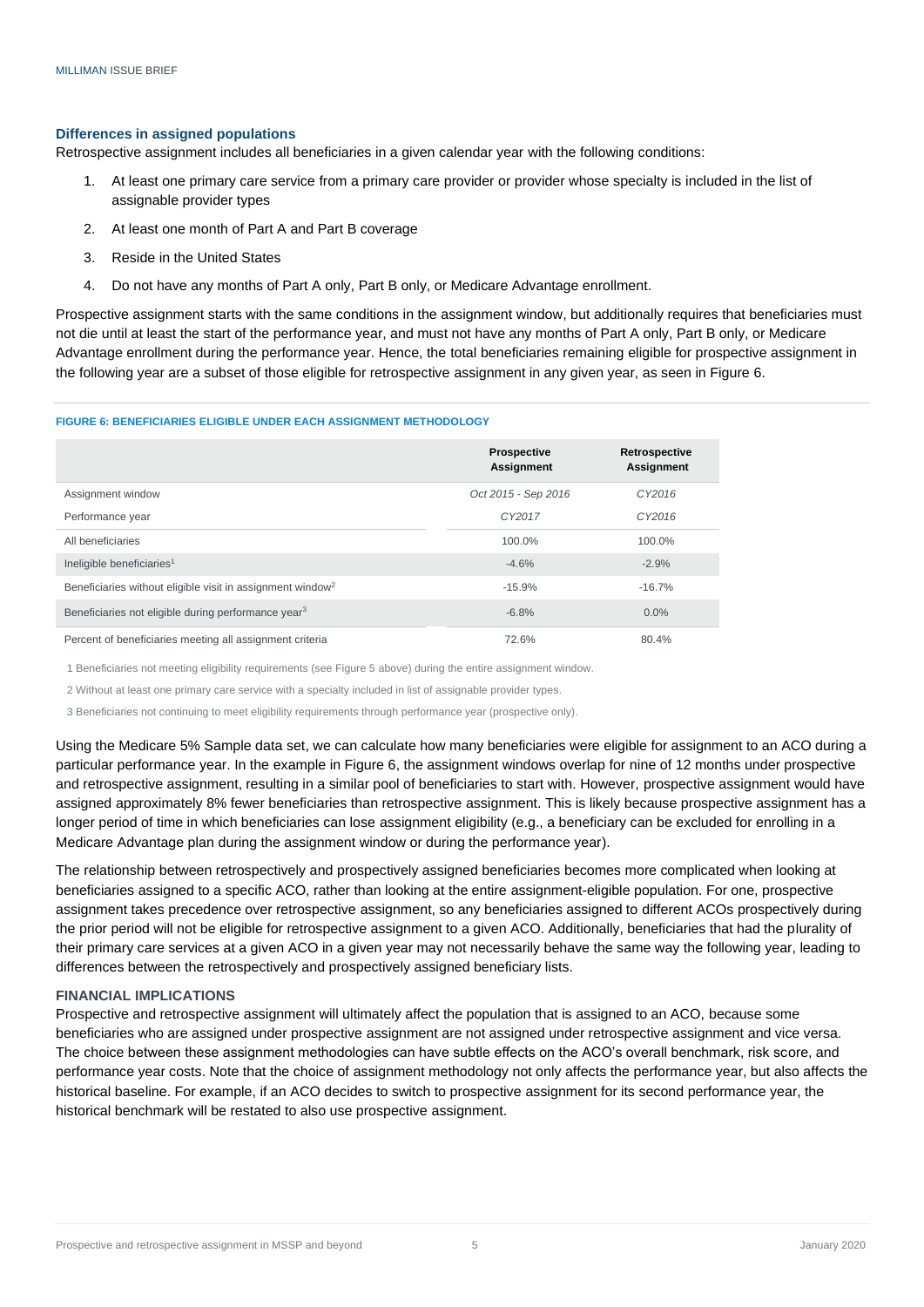### Differences in assigned populations

Retrospective assignment includes all beneficiaries in a given calendar year with the following conditions:

1. At least one primary care service from a primary care provider or provider whose specialty is included in the list of assignable provider types
2. At least one month of Part A and Part B coverage
3. Reside in the United States
4. Do not have any months of Part A only, Part B only, or Medicare Advantage enrollment.

Prospective assignment starts with the same conditions in the assignment window, but additionally requires that beneficiaries must not die until at least the start of the performance year, and must not have any months of Part A only, Part B only, or Medicare Advantage enrollment during the performance year. Hence, the total beneficiaries remaining eligible for prospective assignment in the following year are a subset of those eligible for retrospective assignment in any given year, as seen in Figure 6.

**FIGURE 6: BENEFICIARIES ELIGIBLE UNDER EACH ASSIGNMENT METHODOLOGY**

| | Prospective Assignment | Retrospective Assignment |
|---|---|---|
| Assignment window | *Oct 2015 - Sep 2016* | *CY2016* |
| Performance year | *CY2017* | *CY2016* |
| All beneficiaries | 100.0% | 100.0% |
| Ineligible beneficiaries[1] | -4.6% | -2.9% |
| Beneficiaries without eligible visit in assignment window[2] | -15.9% | -16.7% |
| Beneficiaries not eligible during performance year[3] | -6.8% | 0.0% |
| Percent of beneficiaries meeting all assignment criteria | 72.6% | 80.4% |

1 Beneficiaries not meeting eligibility requirements (see Figure 5 above) during the entire assignment window.

2 Without at least one primary care service with a specialty included in list of assignable provider types.

3 Beneficiaries not continuing to meet eligibility requirements through performance year (prospective only).

Using the Medicare 5% Sample data set, we can calculate how many beneficiaries were eligible for assignment to an ACO during a particular performance year. In the example in Figure 6, the assignment windows overlap for nine of 12 months under prospective and retrospective assignment, resulting in a similar pool of beneficiaries to start with. However, prospective assignment would have assigned approximately 8% fewer beneficiaries than retrospective assignment. This is likely because prospective assignment has a longer period of time in which beneficiaries can lose assignment eligibility (e.g., a beneficiary can be excluded for enrolling in a Medicare Advantage plan during the assignment window or during the performance year).

The relationship between retrospectively and prospectively assigned beneficiaries becomes more complicated when looking at beneficiaries assigned to a specific ACO, rather than looking at the entire assignment-eligible population. For one, prospective assignment takes precedence over retrospective assignment, so any beneficiaries assigned to different ACOs prospectively during the prior period will not be eligible for retrospective assignment to a given ACO. Additionally, beneficiaries that had the plurality of their primary care services at a given ACO in a given year may not necessarily behave the same way the following year, leading to differences between the retrospectively and prospectively assigned beneficiary lists.

### FINANCIAL IMPLICATIONS

Prospective and retrospective assignment will ultimately affect the population that is assigned to an ACO, because some beneficiaries who are assigned under prospective assignment are not assigned under retrospective assignment and vice versa. The choice between these assignment methodologies can have subtle effects on the ACO's overall benchmark, risk score, and performance year costs. Note that the choice of assignment methodology not only affects the performance year, but also affects the historical baseline. For example, if an ACO decides to switch to prospective assignment for its second performance year, the historical benchmark will be restated to also use prospective assignment.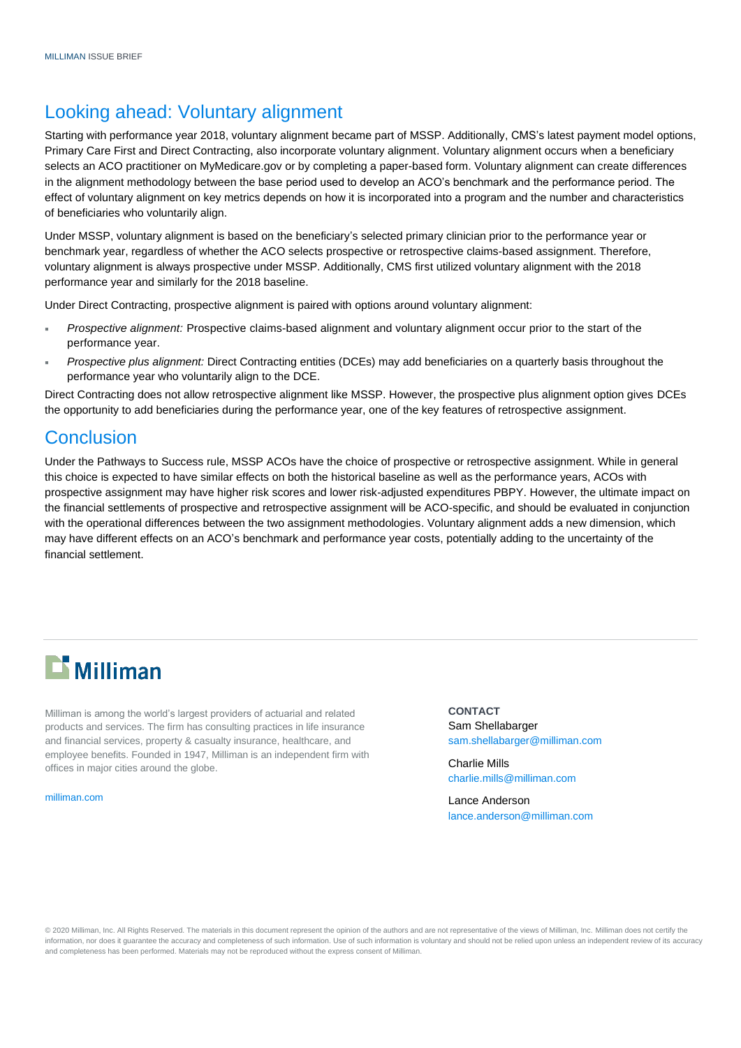## Looking ahead: Voluntary alignment

Starting with performance year 2018, voluntary alignment became part of MSSP. Additionally, CMS's latest payment model options, Primary Care First and Direct Contracting, also incorporate voluntary alignment. Voluntary alignment occurs when a beneficiary selects an ACO practitioner on MyMedicare.gov or by completing a paper-based form. Voluntary alignment can create differences in the alignment methodology between the base period used to develop an ACO's benchmark and the performance period. The effect of voluntary alignment on key metrics depends on how it is incorporated into a program and the number and characteristics of beneficiaries who voluntarily align.

Under MSSP, voluntary alignment is based on the beneficiary's selected primary clinician prior to the performance year or benchmark year, regardless of whether the ACO selects prospective or retrospective claims-based assignment. Therefore, voluntary alignment is always prospective under MSSP. Additionally, CMS first utilized voluntary alignment with the 2018 performance year and similarly for the 2018 baseline.

Under Direct Contracting, prospective alignment is paired with options around voluntary alignment:

- *Prospective alignment:* Prospective claims-based alignment and voluntary alignment occur prior to the start of the performance year.
- *Prospective plus alignment:* Direct Contracting entities (DCEs) may add beneficiaries on a quarterly basis throughout the performance year who voluntarily align to the DCE.

Direct Contracting does not allow retrospective alignment like MSSP. However, the prospective plus alignment option gives DCEs the opportunity to add beneficiaries during the performance year, one of the key features of retrospective assignment.

## Conclusion

Under the Pathways to Success rule, MSSP ACOs have the choice of prospective or retrospective assignment. While in general this choice is expected to have similar effects on both the historical baseline as well as the performance years, ACOs with prospective assignment may have higher risk scores and lower risk-adjusted expenditures PBPY. However, the ultimate impact on the financial settlements of prospective and retrospective assignment will be ACO-specific, and should be evaluated in conjunction with the operational differences between the two assignment methodologies. Voluntary alignment adds a new dimension, which may have different effects on an ACO's benchmark and performance year costs, potentially adding to the uncertainty of the financial settlement.

Milliman

Milliman is among the world's largest providers of actuarial and related products and services. The firm has consulting practices in life insurance and financial services, property & casualty insurance, healthcare, and employee benefits. Founded in 1947, Milliman is an independent firm with offices in major cities around the globe.

milliman.com

**CONTACT**

Sam Shellabarger
sam.shellabarger@milliman.com

Charlie Mills
charlie.mills@milliman.com

Lance Anderson
lance.anderson@milliman.com

© 2020 Milliman, Inc. All Rights Reserved. The materials in this document represent the opinion of the authors and are not representative of the views of Milliman, Inc. Milliman does not certify the information, nor does it guarantee the accuracy and completeness of such information. Use of such information is voluntary and should not be relied upon unless an independent review of its accuracy and completeness has been performed. Materials may not be reproduced without the express consent of Milliman.